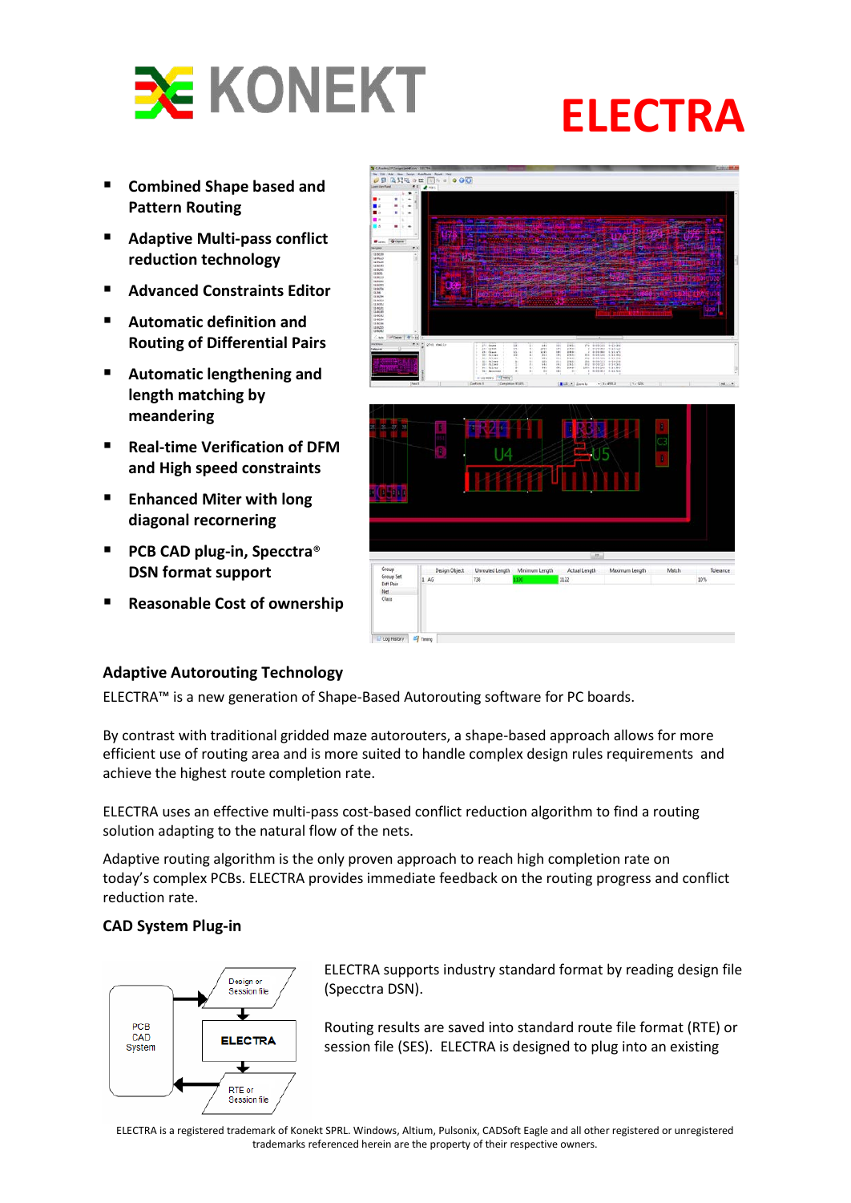KONEKT

# ELECTRA

- **Combined Shape based and Pattern Routing**
- **Adaptive Multi-pass conflict reduction technology**
- **Advanced Constraints Editor**
- **Automatic definition and Routing of Differential Pairs**
- **Automatic lengthening and length matching by meandering**
- **Real-time Verification of DFM and High speed constraints**
- **Enhanced Miter with long diagonal recornering**
- **PCB CAD plug-in, Specctra® DSN format support**
- **Reasonable Cost of ownership**

## Adaptive Autorouting Technology

ELECTRA™ is a new generation of Shape-Based Autorouting software for PC boards.

By contrast with traditional gridded maze autorouters, a shape-based approach allows for more efficient use of routing area and is more suited to handle complex design rules requirements and achieve the highest route completion rate.

ELECTRA uses an effective multi-pass cost-based conflict reduction algorithm to find a routing solution adapting to the natural flow of the nets.

Adaptive routing algorithm is the only proven approach to reach high completion rate on today's complex PCBs. ELECTRA provides immediate feedback on the routing progress and conflict reduction rate.

## CAD System Plug-in

PCB CAD System → Design or Session file → ELECTRA → RTE or Session file → PCB CAD System

ELECTRA supports industry standard format by reading design file (Specctra DSN).

Routing results are saved into standard route file format (RTE) or session file (SES). ELECTRA is designed to plug into an existing

ELECTRA is a registered trademark of Konekt SPRL. Windows, Altium, Pulsonix, CADSoft Eagle and all other registered or unregistered trademarks referenced herein are the property of their respective owners.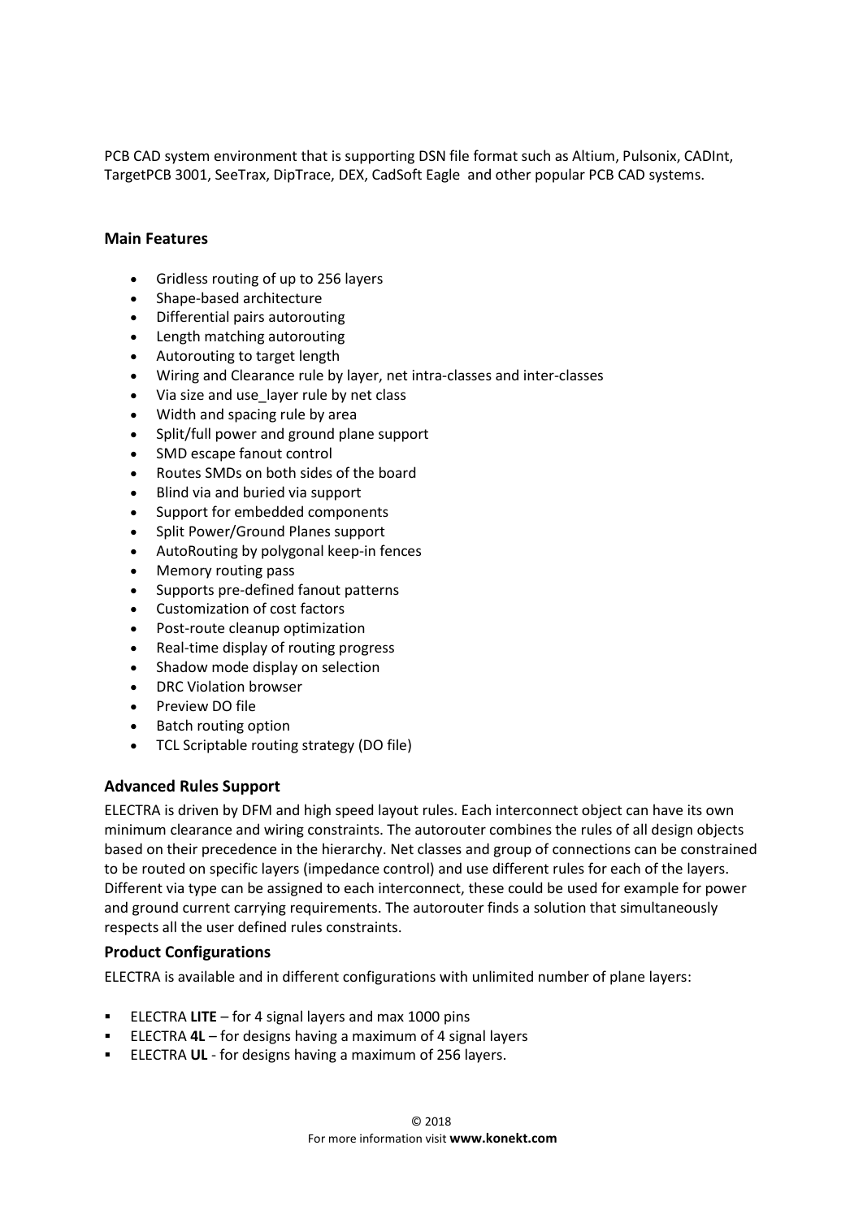PCB CAD system environment that is supporting DSN file format such as Altium, Pulsonix, CADInt, TargetPCB 3001, SeeTrax, DipTrace, DEX, CadSoft Eagle and other popular PCB CAD systems.

## Main Features

- Gridless routing of up to 256 layers
- Shape-based architecture
- Differential pairs autorouting
- Length matching autorouting
- Autorouting to target length
- Wiring and Clearance rule by layer, net intra-classes and inter-classes
- Via size and use_layer rule by net class
- Width and spacing rule by area
- Split/full power and ground plane support
- SMD escape fanout control
- Routes SMDs on both sides of the board
- Blind via and buried via support
- Support for embedded components
- Split Power/Ground Planes support
- AutoRouting by polygonal keep-in fences
- Memory routing pass
- Supports pre-defined fanout patterns
- Customization of cost factors
- Post-route cleanup optimization
- Real-time display of routing progress
- Shadow mode display on selection
- DRC Violation browser
- Preview DO file
- Batch routing option
- TCL Scriptable routing strategy (DO file)

## Advanced Rules Support

ELECTRA is driven by DFM and high speed layout rules. Each interconnect object can have its own minimum clearance and wiring constraints. The autorouter combines the rules of all design objects based on their precedence in the hierarchy. Net classes and group of connections can be constrained to be routed on specific layers (impedance control) and use different rules for each of the layers. Different via type can be assigned to each interconnect, these could be used for example for power and ground current carrying requirements. The autorouter finds a solution that simultaneously respects all the user defined rules constraints.

## Product Configurations

ELECTRA is available and in different configurations with unlimited number of plane layers:

- ELECTRA **LITE** – for 4 signal layers and max 1000 pins
- ELECTRA **4L** – for designs having a maximum of 4 signal layers
- ELECTRA **UL** - for designs having a maximum of 256 layers.

© 2018
For more information visit **www.konekt.com**